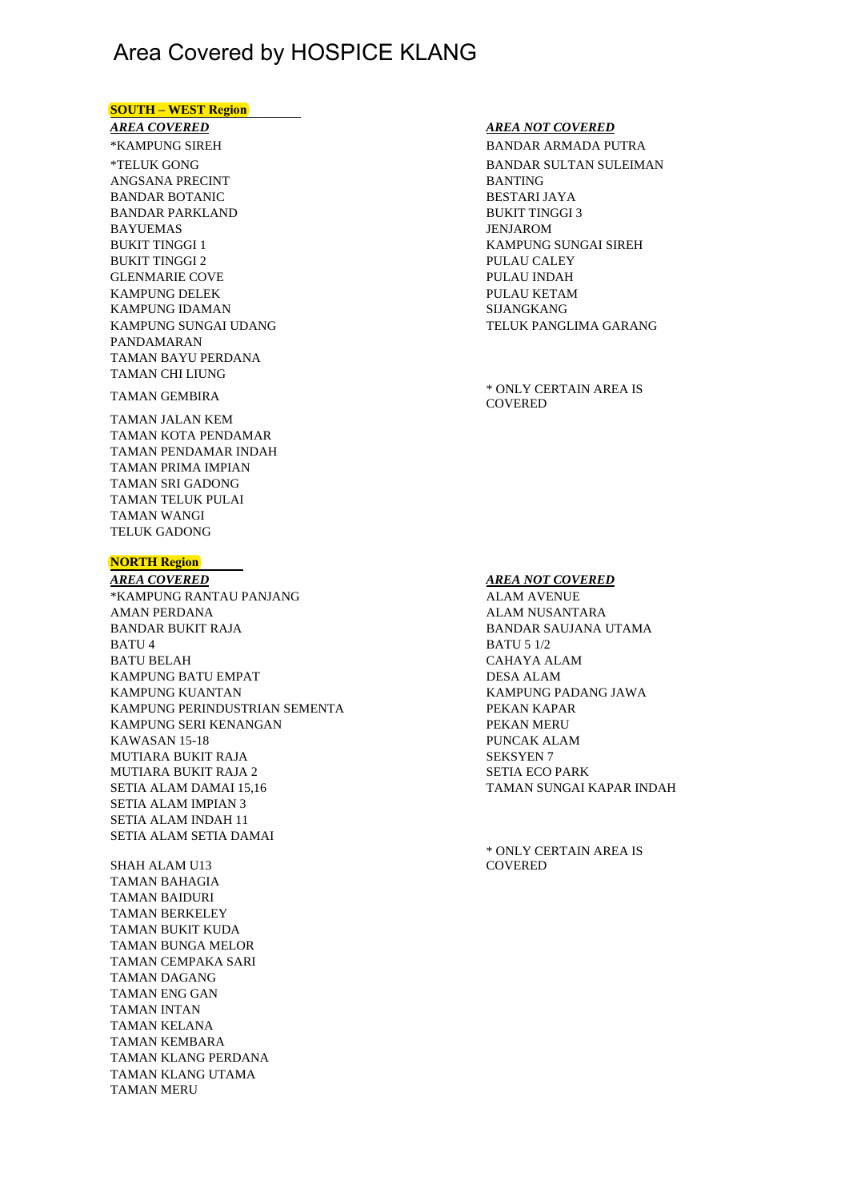# Area Covered by HOSPICE KLANG

## SOUTH – WEST Region

***AREA COVERED***

*KAMPUNG SIREH
*TELUK GONG
ANGSANA PRECINT
BANDAR BOTANIC
BANDAR PARKLAND
BAYUEMAS
BUKIT TINGGI 1
BUKIT TINGGI 2
GLENMARIE COVE
KAMPUNG DELEK
KAMPUNG IDAMAN
KAMPUNG SUNGAI UDANG
PANDAMARAN
TAMAN BAYU PERDANA
TAMAN CHI LIUNG
TAMAN GEMBIRA
TAMAN JALAN KEM
TAMAN KOTA PENDAMAR
TAMAN PENDAMAR INDAH
TAMAN PRIMA IMPIAN
TAMAN SRI GADONG
TAMAN TELUK PULAI
TAMAN WANGI
TELUK GADONG

***AREA NOT COVERED***

BANDAR ARMADA PUTRA
BANDAR SULTAN SULEIMAN
BANTING
BESTARI JAYA
BUKIT TINGGI 3
JENJAROM
KAMPUNG SUNGAI SIREH
PULAU CALEY
PULAU INDAH
PULAU KETAM
SIJANGKANG
TELUK PANGLIMA GARANG

* ONLY CERTAIN AREA IS COVERED

## NORTH Region

***AREA COVERED***

*KAMPUNG RANTAU PANJANG
AMAN PERDANA
BANDAR BUKIT RAJA
BATU 4
BATU BELAH
KAMPUNG BATU EMPAT
KAMPUNG KUANTAN
KAMPUNG PERINDUSTRIAN SEMENTA
KAMPUNG SERI KENANGAN
KAWASAN 15-18
MUTIARA BUKIT RAJA
MUTIARA BUKIT RAJA 2
SETIA ALAM DAMAI 15,16
SETIA ALAM IMPIAN 3
SETIA ALAM INDAH 11
SETIA ALAM SETIA DAMAI
SHAH ALAM U13
TAMAN BAHAGIA
TAMAN BAIDURI
TAMAN BERKELEY
TAMAN BUKIT KUDA
TAMAN BUNGA MELOR
TAMAN CEMPAKA SARI
TAMAN DAGANG
TAMAN ENG GAN
TAMAN INTAN
TAMAN KELANA
TAMAN KEMBARA
TAMAN KLANG PERDANA
TAMAN KLANG UTAMA
TAMAN MERU

***AREA NOT COVERED***

ALAM AVENUE
ALAM NUSANTARA
BANDAR SAUJANA UTAMA
BATU 5 1/2
CAHAYA ALAM
DESA ALAM
KAMPUNG PADANG JAWA
PEKAN KAPAR
PEKAN MERU
PUNCAK ALAM
SEKSYEN 7
SETIA ECO PARK
TAMAN SUNGAI KAPAR INDAH

* ONLY CERTAIN AREA IS COVERED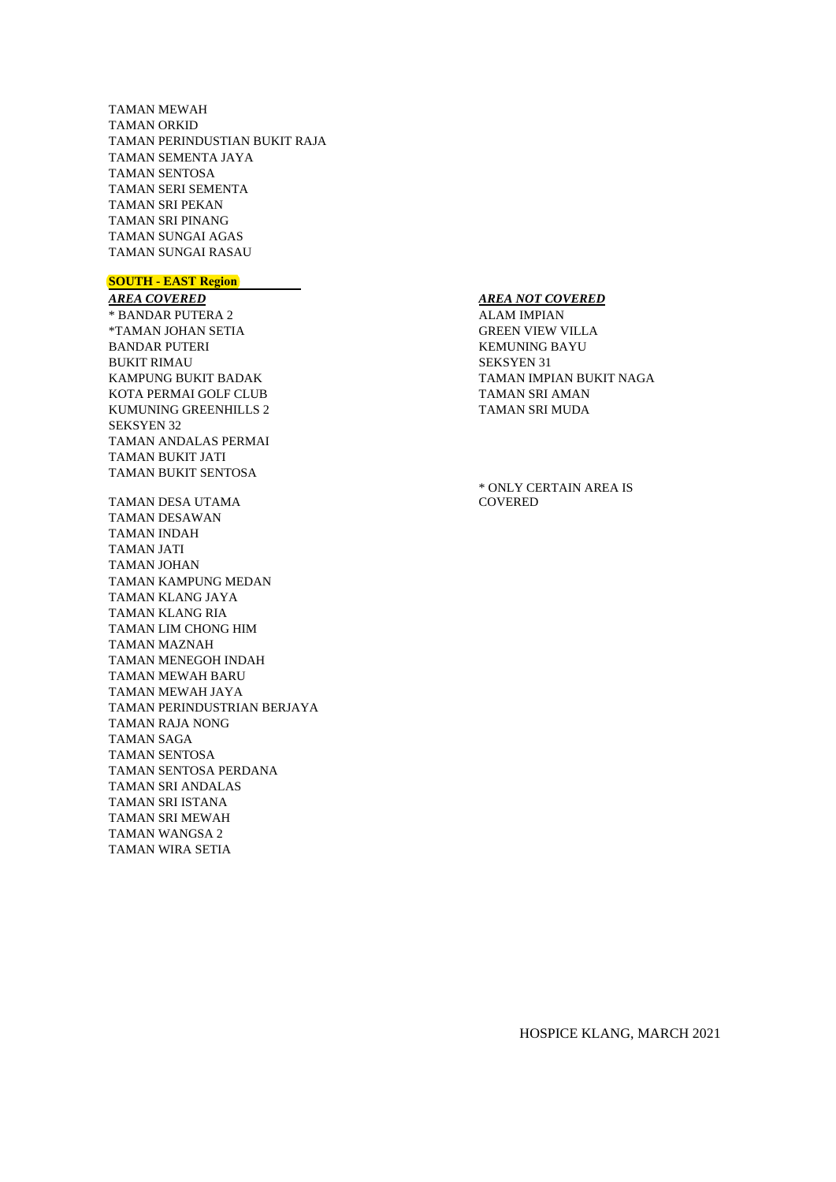TAMAN MEWAH
TAMAN ORKID
TAMAN PERINDUSTIAN BUKIT RAJA
TAMAN SEMENTA JAYA
TAMAN SENTOSA
TAMAN SERI SEMENTA
TAMAN SRI PEKAN
TAMAN SRI PINANG
TAMAN SUNGAI AGAS
TAMAN SUNGAI RASAU

**SOUTH - EAST Region**

***AREA COVERED***

* BANDAR PUTERA 2
*TAMAN JOHAN SETIA
BANDAR PUTERI
BUKIT RIMAU
KAMPUNG BUKIT BADAK
KOTA PERMAI GOLF CLUB
KUMUNING GREENHILLS 2
SEKSYEN 32
TAMAN ANDALAS PERMAI
TAMAN BUKIT JATI
TAMAN BUKIT SENTOSA
TAMAN DESA UTAMA
TAMAN DESAWAN
TAMAN INDAH
TAMAN JATI
TAMAN JOHAN
TAMAN KAMPUNG MEDAN
TAMAN KLANG JAYA
TAMAN KLANG RIA
TAMAN LIM CHONG HIM
TAMAN MAZNAH
TAMAN MENEGOH INDAH
TAMAN MEWAH BARU
TAMAN MEWAH JAYA
TAMAN PERINDUSTRIAN BERJAYA
TAMAN RAJA NONG
TAMAN SAGA
TAMAN SENTOSA
TAMAN SENTOSA PERDANA
TAMAN SRI ANDALAS
TAMAN SRI ISTANA
TAMAN SRI MEWAH
TAMAN WANGSA 2
TAMAN WIRA SETIA

***AREA NOT COVERED***

ALAM IMPIAN
GREEN VIEW VILLA
KEMUNING BAYU
SEKSYEN 31
TAMAN IMPIAN BUKIT NAGA
TAMAN SRI AMAN
TAMAN SRI MUDA

* ONLY CERTAIN AREA IS COVERED

HOSPICE KLANG, MARCH 2021